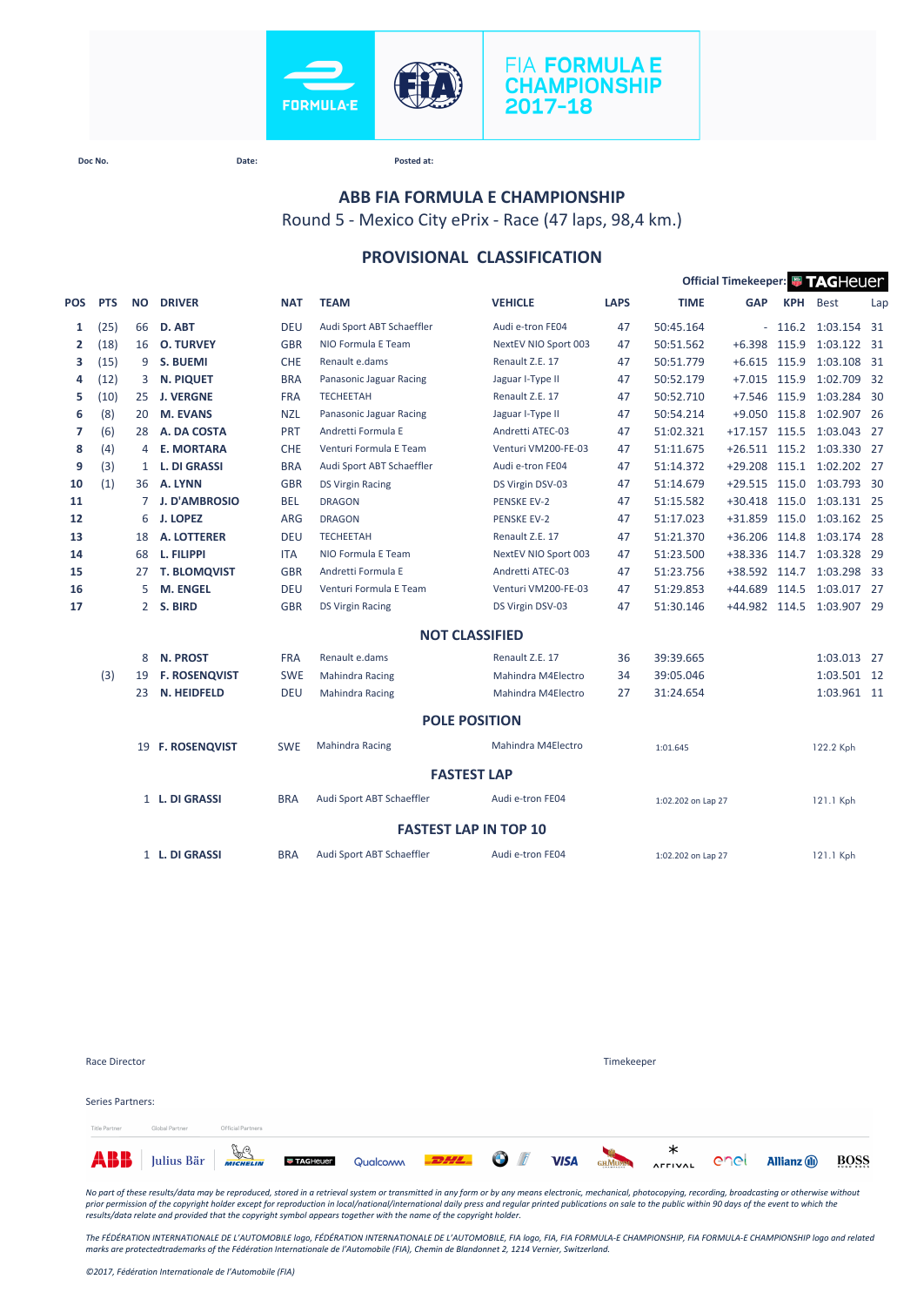FIA FORMULA E CHAMPIONSHIP 2017-18

Doc No. Date: Posted at:

## ABB FIA FORMULA E CHAMPIONSHIP

Round 5 - Mexico City ePrix - Race (47 laps, 98,4 km.)

## PROVISIONAL CLASSIFICATION

Official Timekeeper: TAGHeuer

| POS | PTS | NO | DRIVER | NAT | TEAM | VEHICLE | LAPS | TIME | GAP | KPH | Best | Lap |
|---|---|---|---|---|---|---|---|---|---|---|---|---|
| 1 | (25) | 66 | D. ABT | DEU | Audi Sport ABT Schaeffler | Audi e-tron FE04 | 47 | 50:45.164 | - | 116.2 | 1:03.154 | 31 |
| 2 | (18) | 16 | O. TURVEY | GBR | NIO Formula E Team | NextEV NIO Sport 003 | 47 | 50:51.562 | +6.398 | 115.9 | 1:03.122 | 31 |
| 3 | (15) | 9 | S. BUEMI | CHE | Renault e.dams | Renault Z.E. 17 | 47 | 50:51.779 | +6.615 | 115.9 | 1:03.108 | 31 |
| 4 | (12) | 3 | N. PIQUET | BRA | Panasonic Jaguar Racing | Jaguar I-Type II | 47 | 50:52.179 | +7.015 | 115.9 | 1:02.709 | 32 |
| 5 | (10) | 25 | J. VERGNE | FRA | TECHEETAH | Renault Z.E. 17 | 47 | 50:52.710 | +7.546 | 115.9 | 1:03.284 | 30 |
| 6 | (8) | 20 | M. EVANS | NZL | Panasonic Jaguar Racing | Jaguar I-Type II | 47 | 50:54.214 | +9.050 | 115.8 | 1:02.907 | 26 |
| 7 | (6) | 28 | A. DA COSTA | PRT | Andretti Formula E | Andretti ATEC-03 | 47 | 51:02.321 | +17.157 | 115.5 | 1:03.043 | 27 |
| 8 | (4) | 4 | E. MORTARA | CHE | Venturi Formula E Team | Venturi VM200-FE-03 | 47 | 51:11.675 | +26.511 | 115.2 | 1:03.330 | 27 |
| 9 | (3) | 1 | L. DI GRASSI | BRA | Audi Sport ABT Schaeffler | Audi e-tron FE04 | 47 | 51:14.372 | +29.208 | 115.1 | 1:02.202 | 27 |
| 10 | (1) | 36 | A. LYNN | GBR | DS Virgin Racing | DS Virgin DSV-03 | 47 | 51:14.679 | +29.515 | 115.0 | 1:03.793 | 30 |
| 11 | | 7 | J. D'AMBROSIO | BEL | DRAGON | PENSKE EV-2 | 47 | 51:15.582 | +30.418 | 115.0 | 1:03.131 | 25 |
| 12 | | 6 | J. LOPEZ | ARG | DRAGON | PENSKE EV-2 | 47 | 51:17.023 | +31.859 | 115.0 | 1:03.162 | 25 |
| 13 | | 18 | A. LOTTERER | DEU | TECHEETAH | Renault Z.E. 17 | 47 | 51:21.370 | +36.206 | 114.8 | 1:03.174 | 28 |
| 14 | | 68 | L. FILIPPI | ITA | NIO Formula E Team | NextEV NIO Sport 003 | 47 | 51:23.500 | +38.336 | 114.7 | 1:03.328 | 29 |
| 15 | | 27 | T. BLOMQVIST | GBR | Andretti Formula E | Andretti ATEC-03 | 47 | 51:23.756 | +38.592 | 114.7 | 1:03.298 | 33 |
| 16 | | 5 | M. ENGEL | DEU | Venturi Formula E Team | Venturi VM200-FE-03 | 47 | 51:29.853 | +44.689 | 114.5 | 1:03.017 | 27 |
| 17 | | 2 | S. BIRD | GBR | DS Virgin Racing | DS Virgin DSV-03 | 47 | 51:30.146 | +44.982 | 114.5 | 1:03.907 | 29 |

### NOT CLASSIFIED

| POS | PTS | NO | DRIVER | NAT | TEAM | VEHICLE | LAPS | TIME | GAP | KPH | Best | Lap |
|---|---|---|---|---|---|---|---|---|---|---|---|---|
| | | 8 | N. PROST | FRA | Renault e.dams | Renault Z.E. 17 | 36 | 39:39.665 | | | 1:03.013 | 27 |
| | (3) | 19 | F. ROSENQVIST | SWE | Mahindra Racing | Mahindra M4Electro | 34 | 39:05.046 | | | 1:03.501 | 12 |
| | | 23 | N. HEIDFELD | DEU | Mahindra Racing | Mahindra M4Electro | 27 | 31:24.654 | | | 1:03.961 | 11 |

### POLE POSITION

| NO | DRIVER | NAT | TEAM | VEHICLE | TIME | KPH |
|---|---|---|---|---|---|---|
| 19 | F. ROSENQVIST | SWE | Mahindra Racing | Mahindra M4Electro | 1:01.645 | 122.2 Kph |

### FASTEST LAP

| NO | DRIVER | NAT | TEAM | VEHICLE | TIME | KPH |
|---|---|---|---|---|---|---|
| 1 | L. DI GRASSI | BRA | Audi Sport ABT Schaeffler | Audi e-tron FE04 | 1:02.202 on Lap 27 | 121.1 Kph |

### FASTEST LAP IN TOP 10

| NO | DRIVER | NAT | TEAM | VEHICLE | TIME | KPH |
|---|---|---|---|---|---|---|
| 1 | L. DI GRASSI | BRA | Audi Sport ABT Schaeffler | Audi e-tron FE04 | 1:02.202 on Lap 27 | 121.1 Kph |

Race Director

Timekeeper

Series Partners:

Title Partner Global Partner Official Partners

ABB Julius Bär MICHELIN TAGHeuer Qualcomm DHL BMW VISA G.H.MUMM ARRIVAL enel Allianz BOSS

*No part of these results/data may be reproduced, stored in a retrieval system or transmitted in any form or by any means electronic, mechanical, photocopying, recording, broadcasting or otherwise without prior permission of the copyright holder except for reproduction in local/national/international daily press and regular printed publications on sale to the public within 90 days of the event to which the results/data relate and provided that the copyright symbol appears together with the name of the copyright holder.*

*The FÉDÉRATION INTERNATIONALE DE L'AUTOMOBILE logo, FÉDÉRATION INTERNATIONALE DE L'AUTOMOBILE, FIA logo, FIA, FIA FORMULA-E CHAMPIONSHIP, FIA FORMULA-E CHAMPIONSHIP logo and related marks are protectedtrademarks of the Fédération Internationale de l'Automobile (FIA), Chemin de Blandonnet 2, 1214 Vernier, Switzerland.*

*©2017, Fédération Internationale de l'Automobile (FIA)*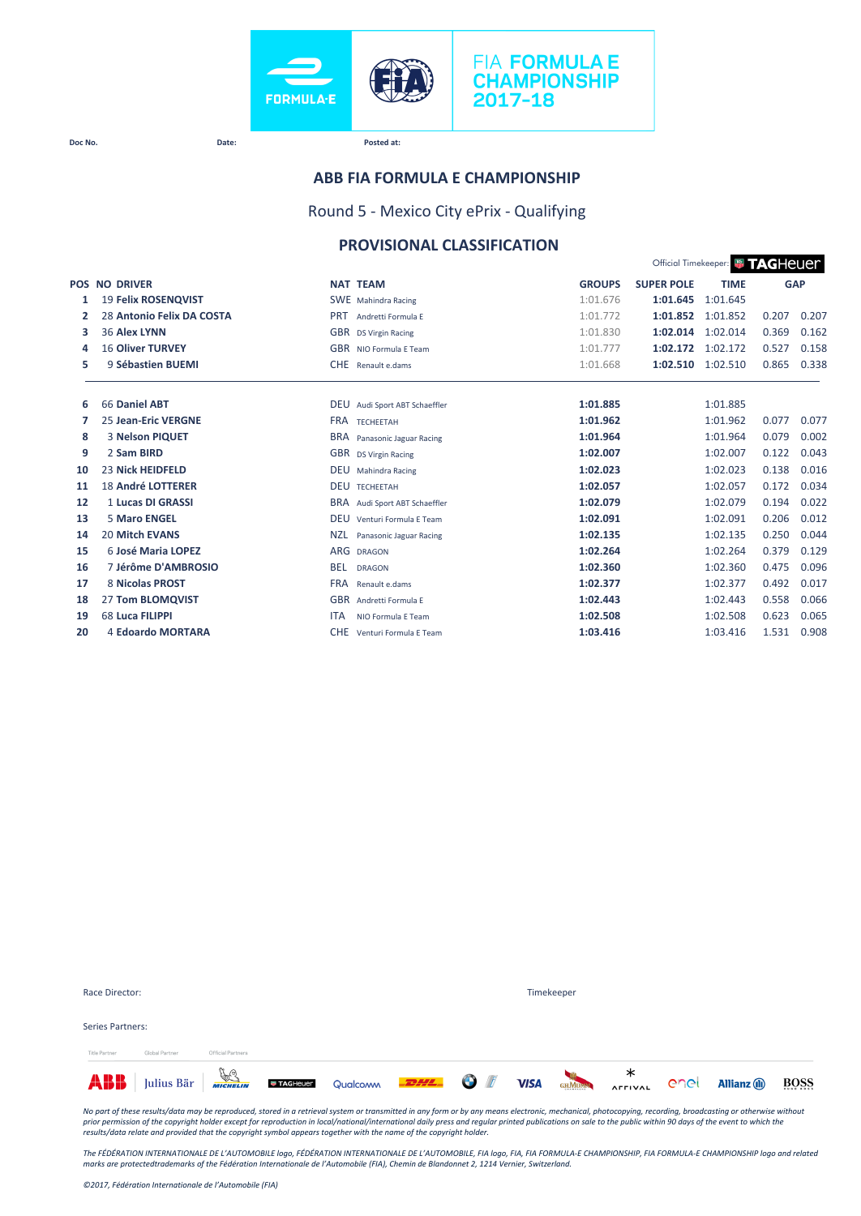FIA FORMULA E CHAMPIONSHIP 2017-18

Doc No. Date: Posted at:

## ABB FIA FORMULA E CHAMPIONSHIP

### Round 5 - Mexico City ePrix - Qualifying

### PROVISIONAL CLASSIFICATION

Official Timekeeper: TAGHeuer

| POS | NO | DRIVER | NAT | TEAM | GROUPS | SUPER POLE | TIME | GAP | |
|---|---|---|---|---|---|---|---|---|---|
| 1 | 19 | **Felix ROSENQVIST** | SWE | Mahindra Racing | 1:01.676 | **1:01.645** | 1:01.645 | | |
| 2 | 28 | **Antonio Felix DA COSTA** | PRT | Andretti Formula E | 1:01.772 | **1:01.852** | 1:01.852 | 0.207 | 0.207 |
| 3 | 36 | **Alex LYNN** | GBR | DS Virgin Racing | 1:01.830 | **1:02.014** | 1:02.014 | 0.369 | 0.162 |
| 4 | 16 | **Oliver TURVEY** | GBR | NIO Formula E Team | 1:01.777 | **1:02.172** | 1:02.172 | 0.527 | 0.158 |
| 5 | 9 | **Sébastien BUEMI** | CHE | Renault e.dams | 1:01.668 | **1:02.510** | 1:02.510 | 0.865 | 0.338 |
| 6 | 66 | **Daniel ABT** | DEU | Audi Sport ABT Schaeffler | **1:01.885** | | 1:01.885 | | |
| 7 | 25 | **Jean-Eric VERGNE** | FRA | TECHEETAH | **1:01.962** | | 1:01.962 | 0.077 | 0.077 |
| 8 | 3 | **Nelson PIQUET** | BRA | Panasonic Jaguar Racing | **1:01.964** | | 1:01.964 | 0.079 | 0.002 |
| 9 | 2 | **Sam BIRD** | GBR | DS Virgin Racing | **1:02.007** | | 1:02.007 | 0.122 | 0.043 |
| 10 | 23 | **Nick HEIDFELD** | DEU | Mahindra Racing | **1:02.023** | | 1:02.023 | 0.138 | 0.016 |
| 11 | 18 | **André LOTTERER** | DEU | TECHEETAH | **1:02.057** | | 1:02.057 | 0.172 | 0.034 |
| 12 | 1 | **Lucas DI GRASSI** | BRA | Audi Sport ABT Schaeffler | **1:02.079** | | 1:02.079 | 0.194 | 0.022 |
| 13 | 5 | **Maro ENGEL** | DEU | Venturi Formula E Team | **1:02.091** | | 1:02.091 | 0.206 | 0.012 |
| 14 | 20 | **Mitch EVANS** | NZL | Panasonic Jaguar Racing | **1:02.135** | | 1:02.135 | 0.250 | 0.044 |
| 15 | 6 | **José Maria LOPEZ** | ARG | DRAGON | **1:02.264** | | 1:02.264 | 0.379 | 0.129 |
| 16 | 7 | **Jérôme D'AMBROSIO** | BEL | DRAGON | **1:02.360** | | 1:02.360 | 0.475 | 0.096 |
| 17 | 8 | **Nicolas PROST** | FRA | Renault e.dams | **1:02.377** | | 1:02.377 | 0.492 | 0.017 |
| 18 | 27 | **Tom BLOMQVIST** | GBR | Andretti Formula E | **1:02.443** | | 1:02.443 | 0.558 | 0.066 |
| 19 | 68 | **Luca FILIPPI** | ITA | NIO Formula E Team | **1:02.508** | | 1:02.508 | 0.623 | 0.065 |
| 20 | 4 | **Edoardo MORTARA** | CHE | Venturi Formula E Team | **1:03.416** | | 1:03.416 | 1.531 | 0.908 |

Race Director: Timekeeper

Series Partners:

Title Partner Global Partner Official Partners

*No part of these results/data may be reproduced, stored in a retrieval system or transmitted in any form or by any means electronic, mechanical, photocopying, recording, broadcasting or otherwise without prior permission of the copyright holder except for reproduction in local/national/international daily press and regular printed publications on sale to the public within 90 days of the event to which the results/data relate and provided that the copyright symbol appears together with the name of the copyright holder.*

*The FÉDÉRATION INTERNATIONALE DE L'AUTOMOBILE logo, FÉDÉRATION INTERNATIONALE DE L'AUTOMOBILE, FIA logo, FIA, FIA FORMULA-E CHAMPIONSHIP, FIA FORMULA-E CHAMPIONSHIP logo and related marks are protectedtrademarks of the Fédération Internationale de l'Automobile (FIA), Chemin de Blandonnet 2, 1214 Vernier, Switzerland.*

*©2017, Fédération Internationale de l'Automobile (FIA)*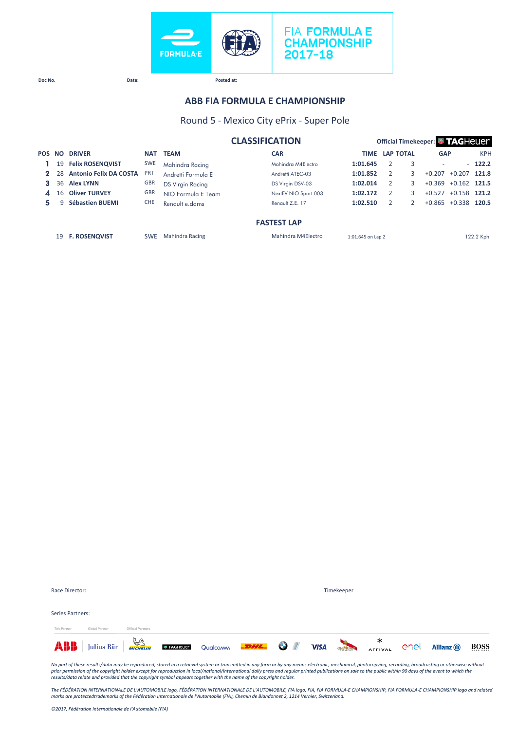FIA FORMULA E CHAMPIONSHIP 2017-18

Doc No. Date: Posted at:

## ABB FIA FORMULA E CHAMPIONSHIP

### Round 5 - Mexico City ePrix - Super Pole

### CLASSIFICATION

Official Timekeeper: TAGHeuer

| POS | NO | DRIVER | NAT | TEAM | CAR | TIME | LAP | TOTAL | GAP | | KPH |
|---|---|---|---|---|---|---|---|---|---|---|---|
| 1 | 19 | **Felix ROSENQVIST** | SWE | Mahindra Racing | Mahindra M4Electro | **1:01.645** | 2 | 3 | - | - | **122.2** |
| 2 | 28 | **Antonio Felix DA COSTA** | PRT | Andretti Formula E | Andretti ATEC-03 | **1:01.852** | 2 | 3 | +0.207 | +0.207 | **121.8** |
| 3 | 36 | **Alex LYNN** | GBR | DS Virgin Racing | DS Virgin DSV-03 | **1:02.014** | 2 | 3 | +0.369 | +0.162 | **121.5** |
| 4 | 16 | **Oliver TURVEY** | GBR | NIO Formula E Team | NextEV NIO Sport 003 | **1:02.172** | 2 | 3 | +0.527 | +0.158 | **121.2** |
| 5 | 9 | **Sébastien BUEMI** | CHE | Renault e.dams | Renault Z.E. 17 | **1:02.510** | 2 | 2 | +0.865 | +0.338 | **120.5** |

### FASTEST LAP

| NO | DRIVER | NAT | TEAM | CAR | TIME | KPH |
|---|---|---|---|---|---|---|
| 19 | **F. ROSENQVIST** | SWE | Mahindra Racing | Mahindra M4Electro | 1:01.645 on Lap 2 | 122.2 Kph |

Race Director: Timekeeper

Series Partners:

Title Partner Global Partner Official Partners

ABB Julius Bär MICHELIN TAGHeuer Qualcomm DHL BMW VISA G.H.MUMM ARRIVAL enel Allianz BOSS

*No part of these results/data may be reproduced, stored in a retrieval system or transmitted in any form or by any means electronic, mechanical, photocopying, recording, broadcasting or otherwise without prior permission of the copyright holder except for reproduction in local/national/international daily press and regular printed publications on sale to the public within 90 days of the event to which the results/data relate and provided that the copyright symbol appears together with the name of the copyright holder.*

*The FÉDÉRATION INTERNATIONALE DE L'AUTOMOBILE logo, FÉDÉRATION INTERNATIONALE DE L'AUTOMOBILE, FIA logo, FIA, FIA FORMULA-E CHAMPIONSHIP, FIA FORMULA-E CHAMPIONSHIP logo and related marks are protectedtrademarks of the Fédération Internationale de l'Automobile (FIA), Chemin de Blandonnet 2, 1214 Vernier, Switzerland.*

*©2017, Fédération Internationale de l'Automobile (FIA)*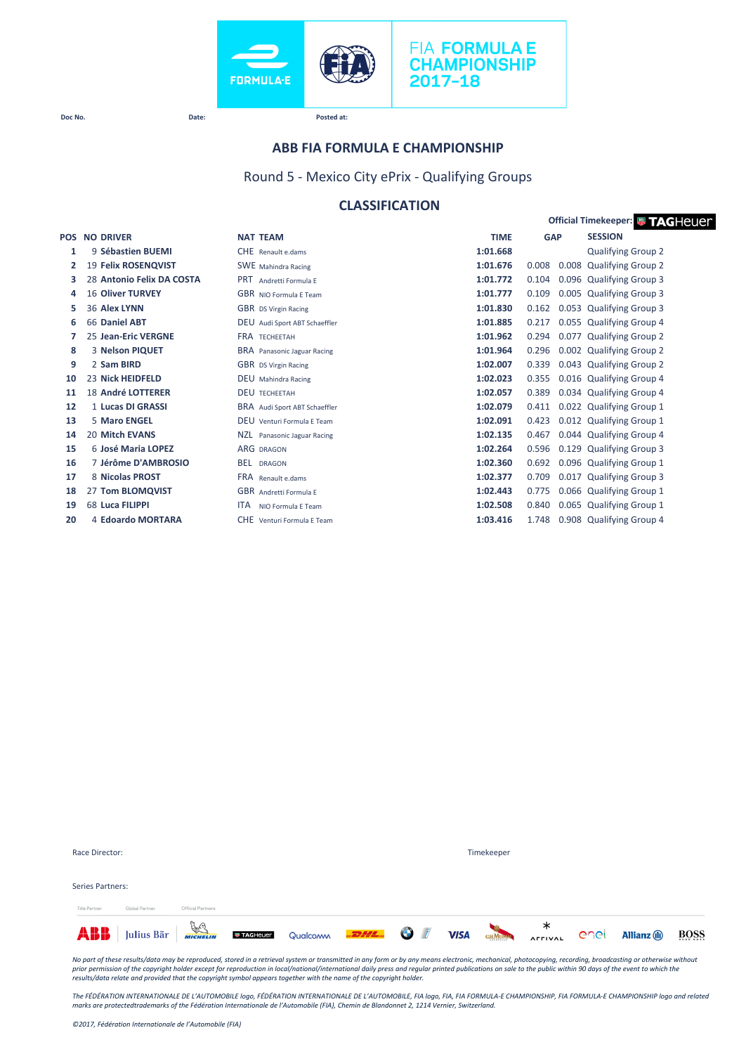FIA FORMULA E CHAMPIONSHIP 2017-18

Doc No. Date: Posted at:

## ABB FIA FORMULA E CHAMPIONSHIP

### Round 5 - Mexico City ePrix - Qualifying Groups

### CLASSIFICATION

Official Timekeeper: TAGHeuer

| POS | NO | DRIVER | NAT | TEAM | TIME | GAP | | SESSION |
|---|---|---|---|---|---|---|---|---|
| 1 | 9 | **Sébastien BUEMI** | CHE | Renault e.dams | **1:01.668** | | | Qualifying Group 2 |
| 2 | 19 | **Felix ROSENQVIST** | SWE | Mahindra Racing | **1:01.676** | 0.008 | 0.008 | Qualifying Group 2 |
| 3 | 28 | **Antonio Felix DA COSTA** | PRT | Andretti Formula E | **1:01.772** | 0.104 | 0.096 | Qualifying Group 3 |
| 4 | 16 | **Oliver TURVEY** | GBR | NIO Formula E Team | **1:01.777** | 0.109 | 0.005 | Qualifying Group 3 |
| 5 | 36 | **Alex LYNN** | GBR | DS Virgin Racing | **1:01.830** | 0.162 | 0.053 | Qualifying Group 3 |
| 6 | 66 | **Daniel ABT** | DEU | Audi Sport ABT Schaeffler | **1:01.885** | 0.217 | 0.055 | Qualifying Group 4 |
| 7 | 25 | **Jean-Eric VERGNE** | FRA | TECHEETAH | **1:01.962** | 0.294 | 0.077 | Qualifying Group 2 |
| 8 | 3 | **Nelson PIQUET** | BRA | Panasonic Jaguar Racing | **1:01.964** | 0.296 | 0.002 | Qualifying Group 2 |
| 9 | 2 | **Sam BIRD** | GBR | DS Virgin Racing | **1:02.007** | 0.339 | 0.043 | Qualifying Group 2 |
| 10 | 23 | **Nick HEIDFELD** | DEU | Mahindra Racing | **1:02.023** | 0.355 | 0.016 | Qualifying Group 4 |
| 11 | 18 | **André LOTTERER** | DEU | TECHEETAH | **1:02.057** | 0.389 | 0.034 | Qualifying Group 4 |
| 12 | 1 | **Lucas DI GRASSI** | BRA | Audi Sport ABT Schaeffler | **1:02.079** | 0.411 | 0.022 | Qualifying Group 1 |
| 13 | 5 | **Maro ENGEL** | DEU | Venturi Formula E Team | **1:02.091** | 0.423 | 0.012 | Qualifying Group 1 |
| 14 | 20 | **Mitch EVANS** | NZL | Panasonic Jaguar Racing | **1:02.135** | 0.467 | 0.044 | Qualifying Group 4 |
| 15 | 6 | **José Maria LOPEZ** | ARG | DRAGON | **1:02.264** | 0.596 | 0.129 | Qualifying Group 3 |
| 16 | 7 | **Jérôme D'AMBROSIO** | BEL | DRAGON | **1:02.360** | 0.692 | 0.096 | Qualifying Group 1 |
| 17 | 8 | **Nicolas PROST** | FRA | Renault e.dams | **1:02.377** | 0.709 | 0.017 | Qualifying Group 3 |
| 18 | 27 | **Tom BLOMQVIST** | GBR | Andretti Formula E | **1:02.443** | 0.775 | 0.066 | Qualifying Group 1 |
| 19 | 68 | **Luca FILIPPI** | ITA | NIO Formula E Team | **1:02.508** | 0.840 | 0.065 | Qualifying Group 1 |
| 20 | 4 | **Edoardo MORTARA** | CHE | Venturi Formula E Team | **1:03.416** | 1.748 | 0.908 | Qualifying Group 4 |

Race Director: Timekeeper

Series Partners:

Title Partner Global Partner Official Partners

*No part of these results/data may be reproduced, stored in a retrieval system or transmitted in any form or by any means electronic, mechanical, photocopying, recording, broadcasting or otherwise without prior permission of the copyright holder except for reproduction in local/national/international daily press and regular printed publications on sale to the public within 90 days of the event to which the results/data relate and provided that the copyright symbol appears together with the name of the copyright holder.*

*The FÉDÉRATION INTERNATIONALE DE L'AUTOMOBILE logo, FÉDÉRATION INTERNATIONALE DE L'AUTOMOBILE, FIA logo, FIA, FIA FORMULA-E CHAMPIONSHIP, FIA FORMULA-E CHAMPIONSHIP logo and related marks are protectedtrademarks of the Fédération Internationale de l'Automobile (FIA), Chemin de Blandonnet 2, 1214 Vernier, Switzerland.*

*©2017, Fédération Internationale de l'Automobile (FIA)*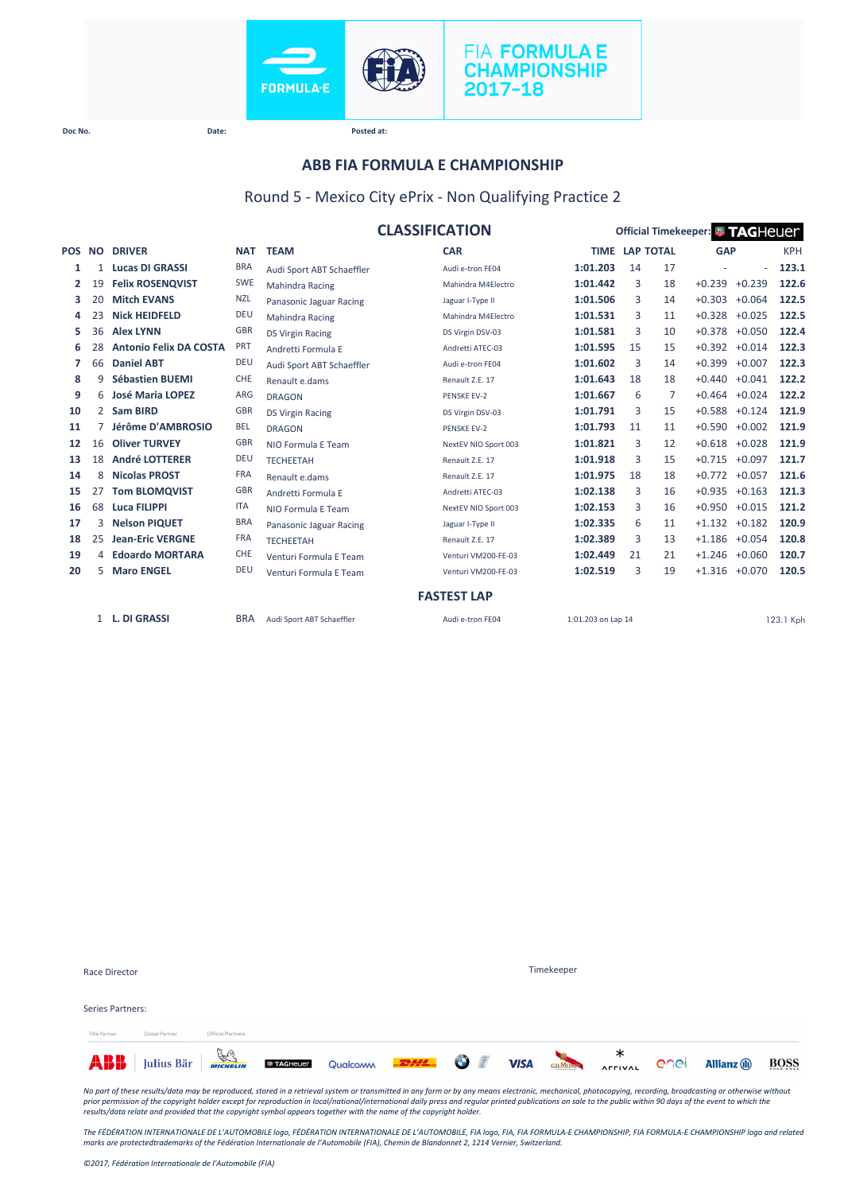FIA FORMULA E CHAMPIONSHIP 2017-18

Doc No. Date: Posted at:

# ABB FIA FORMULA E CHAMPIONSHIP

## Round 5 - Mexico City ePrix - Non Qualifying Practice 2

### CLASSIFICATION

Official Timekeeper: TAGHeuer

| POS | NO | DRIVER | NAT | TEAM | CAR | TIME | LAP | TOTAL | GAP | | KPH |
|---|---|---|---|---|---|---|---|---|---|---|---|
| 1 | 1 | Lucas DI GRASSI | BRA | Audi Sport ABT Schaeffler | Audi e-tron FE04 | 1:01.203 | 14 | 17 | - | - | 123.1 |
| 2 | 19 | Felix ROSENQVIST | SWE | Mahindra Racing | Mahindra M4Electro | 1:01.442 | 3 | 18 | +0.239 | +0.239 | 122.6 |
| 3 | 20 | Mitch EVANS | NZL | Panasonic Jaguar Racing | Jaguar I-Type II | 1:01.506 | 3 | 14 | +0.303 | +0.064 | 122.5 |
| 4 | 23 | Nick HEIDFELD | DEU | Mahindra Racing | Mahindra M4Electro | 1:01.531 | 3 | 11 | +0.328 | +0.025 | 122.5 |
| 5 | 36 | Alex LYNN | GBR | DS Virgin Racing | DS Virgin DSV-03 | 1:01.581 | 3 | 10 | +0.378 | +0.050 | 122.4 |
| 6 | 28 | Antonio Felix DA COSTA | PRT | Andretti Formula E | Andretti ATEC-03 | 1:01.595 | 15 | 15 | +0.392 | +0.014 | 122.3 |
| 7 | 66 | Daniel ABT | DEU | Audi Sport ABT Schaeffler | Audi e-tron FE04 | 1:01.602 | 3 | 14 | +0.399 | +0.007 | 122.3 |
| 8 | 9 | Sébastien BUEMI | CHE | Renault e.dams | Renault Z.E. 17 | 1:01.643 | 18 | 18 | +0.440 | +0.041 | 122.2 |
| 9 | 6 | José Maria LOPEZ | ARG | DRAGON | PENSKE EV-2 | 1:01.667 | 6 | 7 | +0.464 | +0.024 | 122.2 |
| 10 | 2 | Sam BIRD | GBR | DS Virgin Racing | DS Virgin DSV-03 | 1:01.791 | 3 | 15 | +0.588 | +0.124 | 121.9 |
| 11 | 7 | Jérôme D'AMBROSIO | BEL | DRAGON | PENSKE EV-2 | 1:01.793 | 11 | 11 | +0.590 | +0.002 | 121.9 |
| 12 | 16 | Oliver TURVEY | GBR | NIO Formula E Team | NextEV NIO Sport 003 | 1:01.821 | 3 | 12 | +0.618 | +0.028 | 121.9 |
| 13 | 18 | André LOTTERER | DEU | TECHEETAH | Renault Z.E. 17 | 1:01.918 | 3 | 15 | +0.715 | +0.097 | 121.7 |
| 14 | 8 | Nicolas PROST | FRA | Renault e.dams | Renault Z.E. 17 | 1:01.975 | 18 | 18 | +0.772 | +0.057 | 121.6 |
| 15 | 27 | Tom BLOMQVIST | GBR | Andretti Formula E | Andretti ATEC-03 | 1:02.138 | 3 | 16 | +0.935 | +0.163 | 121.3 |
| 16 | 68 | Luca FILIPPI | ITA | NIO Formula E Team | NextEV NIO Sport 003 | 1:02.153 | 3 | 16 | +0.950 | +0.015 | 121.2 |
| 17 | 3 | Nelson PIQUET | BRA | Panasonic Jaguar Racing | Jaguar I-Type II | 1:02.335 | 6 | 11 | +1.132 | +0.182 | 120.9 |
| 18 | 25 | Jean-Eric VERGNE | FRA | TECHEETAH | Renault Z.E. 17 | 1:02.389 | 3 | 13 | +1.186 | +0.054 | 120.8 |
| 19 | 4 | Edoardo MORTARA | CHE | Venturi Formula E Team | Venturi VM200-FE-03 | 1:02.449 | 21 | 21 | +1.246 | +0.060 | 120.7 |
| 20 | 5 | Maro ENGEL | DEU | Venturi Formula E Team | Venturi VM200-FE-03 | 1:02.519 | 3 | 19 | +1.316 | +0.070 | 120.5 |

### FASTEST LAP

| NO | DRIVER | NAT | TEAM | CAR | TIME | KPH |
|---|---|---|---|---|---|---|
| 1 | L. DI GRASSI | BRA | Audi Sport ABT Schaeffler | Audi e-tron FE04 | 1:01.203 on Lap 14 | 123.1 Kph |

Race Director

Timekeeper

Series Partners:

Title Partner Global Partner Official Partners

ABB Julius Bär MICHELIN TAGHeuer Qualcomm DHL BMW VISA G.H.MUMM ARRIVAL enel Allianz BOSS

*No part of these results/data may be reproduced, stored in a retrieval system or transmitted in any form or by any means electronic, mechanical, photocopying, recording, broadcasting or otherwise without prior permission of the copyright holder except for reproduction in local/national/international daily press and regular printed publications on sale to the public within 90 days of the event to which the results/data relate and provided that the copyright symbol appears together with the name of the copyright holder.*

*The FÉDÉRATION INTERNATIONALE DE L'AUTOMOBILE logo, FÉDÉRATION INTERNATIONALE DE L'AUTOMOBILE, FIA logo, FIA, FIA FORMULA-E CHAMPIONSHIP, FIA FORMULA-E CHAMPIONSHIP logo and related marks are protectedtrademarks of the Fédération Internationale de l'Automobile (FIA), Chemin de Blandonnet 2, 1214 Vernier, Switzerland.*

*©2017, Fédération Internationale de l'Automobile (FIA)*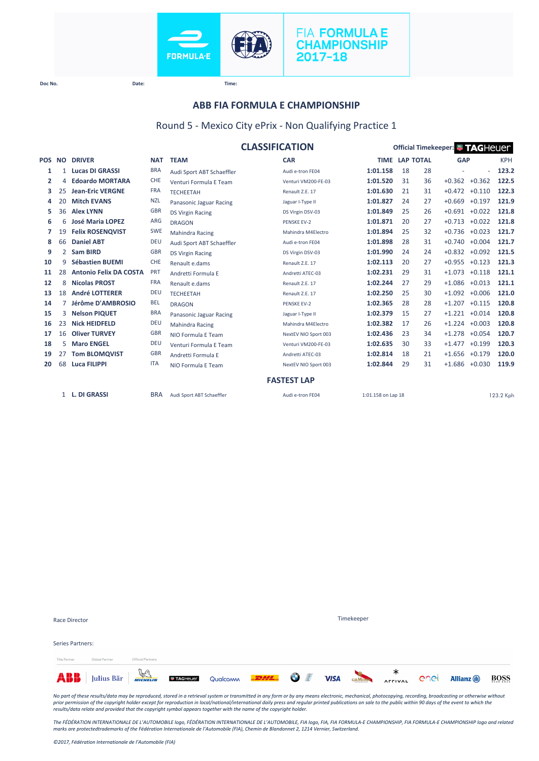FIA FORMULA E CHAMPIONSHIP 2017-18

Doc No. Date: Time:

# ABB FIA FORMULA E CHAMPIONSHIP

## Round 5 - Mexico City ePrix - Non Qualifying Practice 1

### CLASSIFICATION

Official Timekeeper: TAGHeuer

| POS | NO | DRIVER | NAT | TEAM | CAR | TIME | LAP | TOTAL | GAP | | KPH |
|---|---|---|---|---|---|---|---|---|---|---|---|
| 1 | 1 | **Lucas DI GRASSI** | BRA | Audi Sport ABT Schaeffler | Audi e-tron FE04 | **1:01.158** | 18 | 28 | - | - | **123.2** |
| 2 | 4 | **Edoardo MORTARA** | CHE | Venturi Formula E Team | Venturi VM200-FE-03 | **1:01.520** | 31 | 36 | +0.362 | +0.362 | **122.5** |
| 3 | 25 | **Jean-Eric VERGNE** | FRA | TECHEETAH | Renault Z.E. 17 | **1:01.630** | 21 | 31 | +0.472 | +0.110 | **122.3** |
| 4 | 20 | **Mitch EVANS** | NZL | Panasonic Jaguar Racing | Jaguar I-Type II | **1:01.827** | 24 | 27 | +0.669 | +0.197 | **121.9** |
| 5 | 36 | **Alex LYNN** | GBR | DS Virgin Racing | DS Virgin DSV-03 | **1:01.849** | 25 | 26 | +0.691 | +0.022 | **121.8** |
| 6 | 6 | **José Maria LOPEZ** | ARG | DRAGON | PENSKE EV-2 | **1:01.871** | 20 | 27 | +0.713 | +0.022 | **121.8** |
| 7 | 19 | **Felix ROSENQVIST** | SWE | Mahindra Racing | Mahindra M4Electro | **1:01.894** | 25 | 32 | +0.736 | +0.023 | **121.7** |
| 8 | 66 | **Daniel ABT** | DEU | Audi Sport ABT Schaeffler | Audi e-tron FE04 | **1:01.898** | 28 | 31 | +0.740 | +0.004 | **121.7** |
| 9 | 2 | **Sam BIRD** | GBR | DS Virgin Racing | DS Virgin DSV-03 | **1:01.990** | 24 | 24 | +0.832 | +0.092 | **121.5** |
| 10 | 9 | **Sébastien BUEMI** | CHE | Renault e.dams | Renault Z.E. 17 | **1:02.113** | 20 | 27 | +0.955 | +0.123 | **121.3** |
| 11 | 28 | **Antonio Felix DA COSTA** | PRT | Andretti Formula E | Andretti ATEC-03 | **1:02.231** | 29 | 31 | +1.073 | +0.118 | **121.1** |
| 12 | 8 | **Nicolas PROST** | FRA | Renault e.dams | Renault Z.E. 17 | **1:02.244** | 27 | 29 | +1.086 | +0.013 | **121.1** |
| 13 | 18 | **André LOTTERER** | DEU | TECHEETAH | Renault Z.E. 17 | **1:02.250** | 25 | 30 | +1.092 | +0.006 | **121.0** |
| 14 | 7 | **Jérôme D'AMBROSIO** | BEL | DRAGON | PENSKE EV-2 | **1:02.365** | 28 | 28 | +1.207 | +0.115 | **120.8** |
| 15 | 3 | **Nelson PIQUET** | BRA | Panasonic Jaguar Racing | Jaguar I-Type II | **1:02.379** | 15 | 27 | +1.221 | +0.014 | **120.8** |
| 16 | 23 | **Nick HEIDFELD** | DEU | Mahindra Racing | Mahindra M4Electro | **1:02.382** | 17 | 26 | +1.224 | +0.003 | **120.8** |
| 17 | 16 | **Oliver TURVEY** | GBR | NIO Formula E Team | NextEV NIO Sport 003 | **1:02.436** | 23 | 34 | +1.278 | +0.054 | **120.7** |
| 18 | 5 | **Maro ENGEL** | DEU | Venturi Formula E Team | Venturi VM200-FE-03 | **1:02.635** | 30 | 33 | +1.477 | +0.199 | **120.3** |
| 19 | 27 | **Tom BLOMQVIST** | GBR | Andretti Formula E | Andretti ATEC-03 | **1:02.814** | 18 | 21 | +1.656 | +0.179 | **120.0** |
| 20 | 68 | **Luca FILIPPI** | ITA | NIO Formula E Team | NextEV NIO Sport 003 | **1:02.844** | 29 | 31 | +1.686 | +0.030 | **119.9** |

### FASTEST LAP

| | | | | | | |
|---|---|---|---|---|---|---|
| 1 | **L. DI GRASSI** | BRA | Audi Sport ABT Schaeffler | Audi e-tron FE04 | 1:01.158 on Lap 18 | 123.2 Kph |

Race Director

Timekeeper

Series Partners:

Title Partner Global Partner Official Partners

ABB Julius Bär MICHELIN TAGHeuer Qualcomm DHL BMW VISA G.H.MUMM ARRIVAL enel Allianz BOSS

*No part of these results/data may be reproduced, stored in a retrieval system or transmitted in any form or by any means electronic, mechanical, photocopying, recording, broadcasting or otherwise without prior permission of the copyright holder except for reproduction in local/national/international daily press and regular printed publications on sale to the public within 90 days of the event to which the results/data relate and provided that the copyright symbol appears together with the name of the copyright holder.*

*The FÉDÉRATION INTERNATIONALE DE L'AUTOMOBILE logo, FÉDÉRATION INTERNATIONALE DE L'AUTOMOBILE, FIA logo, FIA, FIA FORMULA-E CHAMPIONSHIP, FIA FORMULA-E CHAMPIONSHIP logo and related marks are protectedtrademarks of the Fédération Internationale de l'Automobile (FIA), Chemin de Blandonnet 2, 1214 Vernier, Switzerland.*

*©2017, Fédération Internationale de l'Automobile (FIA)*